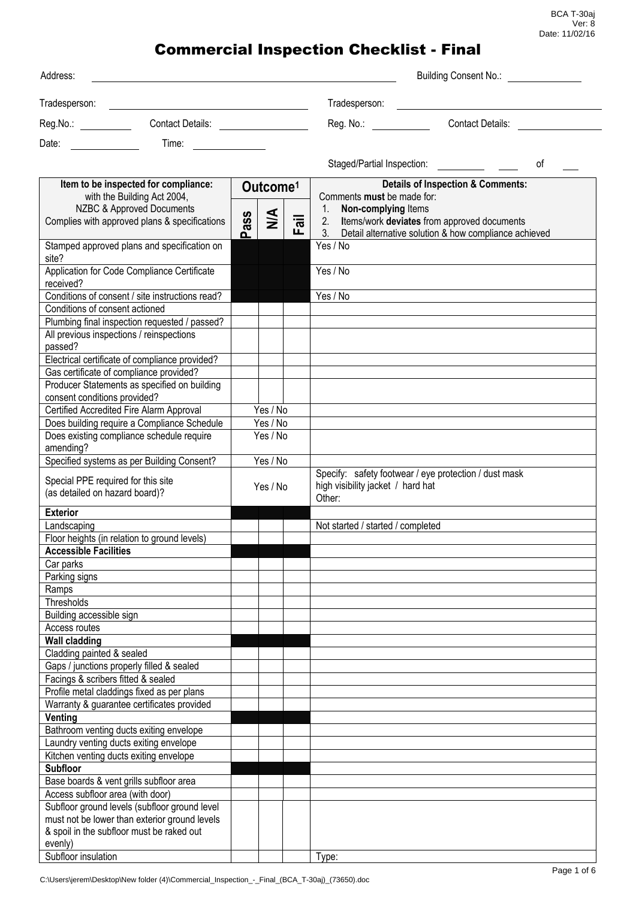BCA T-30aj
Ver: 8
Date: 11/02/16

# Commercial Inspection Checklist - Final

Address: ______________________ Building Consent No.: __________

Tradesperson: ______________________ Tradesperson: ______________________

Reg.No.: __________ Contact Details: __________ Reg. No.: __________ Contact Details: __________

Date: __________ Time: __________

Staged/Partial Inspection: __________ ____ of ____

| Item to be inspected for compliance: with the Building Act 2004, NZBC & Approved Documents Complies with approved plans & specifications | Outcome[1] | | | Details of Inspection & Comments: Comments **must** be made for: 1. **Non-complying** Items 2. Items/work **deviates** from approved documents 3. Detail alternative solution & how compliance achieved |
|---|---|---|---|---|
| | Pass | N/A | Fail | |
| Stamped approved plans and specification on site? | | | | Yes / No |
| Application for Code Compliance Certificate received? | | | | Yes / No |
| Conditions of consent / site instructions read? | | | | Yes / No |
| Conditions of consent actioned | | | | |
| Plumbing final inspection requested / passed? | | | | |
| All previous inspections / reinspections passed? | | | | |
| Electrical certificate of compliance provided? | | | | |
| Gas certificate of compliance provided? | | | | |
| Producer Statements as specified on building consent conditions provided? | | | | |
| Certified Accredited Fire Alarm Approval | Yes / No | | | |
| Does building require a Compliance Schedule | Yes / No | | | |
| Does existing compliance schedule require amending? | Yes / No | | | |
| Specified systems as per Building Consent? | Yes / No | | | |
| Special PPE required for this site (as detailed on hazard board)? | Yes / No | | | Specify: safety footwear / eye protection / dust mask high visibility jacket / hard hat Other: |
| **Exterior** | | | | |
| Landscaping | | | | Not started / started / completed |
| Floor heights (in relation to ground levels) | | | | |
| **Accessible Facilities** | | | | |
| Car parks | | | | |
| Parking signs | | | | |
| Ramps | | | | |
| Thresholds | | | | |
| Building accessible sign | | | | |
| Access routes | | | | |
| **Wall cladding** | | | | |
| Cladding painted & sealed | | | | |
| Gaps / junctions properly filled & sealed | | | | |
| Facings & scribers fitted & sealed | | | | |
| Profile metal claddings fixed as per plans | | | | |
| Warranty & guarantee certificates provided | | | | |
| **Venting** | | | | |
| Bathroom venting ducts exiting envelope | | | | |
| Laundry venting ducts exiting envelope | | | | |
| Kitchen venting ducts exiting envelope | | | | |
| **Subfloor** | | | | |
| Base boards & vent grills subfloor area | | | | |
| Access subfloor area (with door) | | | | |
| Subfloor ground levels (subfloor ground level must not be lower than exterior ground levels & spoil in the subfloor must be raked out evenly) | | | | |
| Subfloor insulation | | | | Type: |

C:\Users\jerem\Desktop\New folder (4)\Commercial_Inspection_-_Final_(BCA_T-30aj)_(73650).doc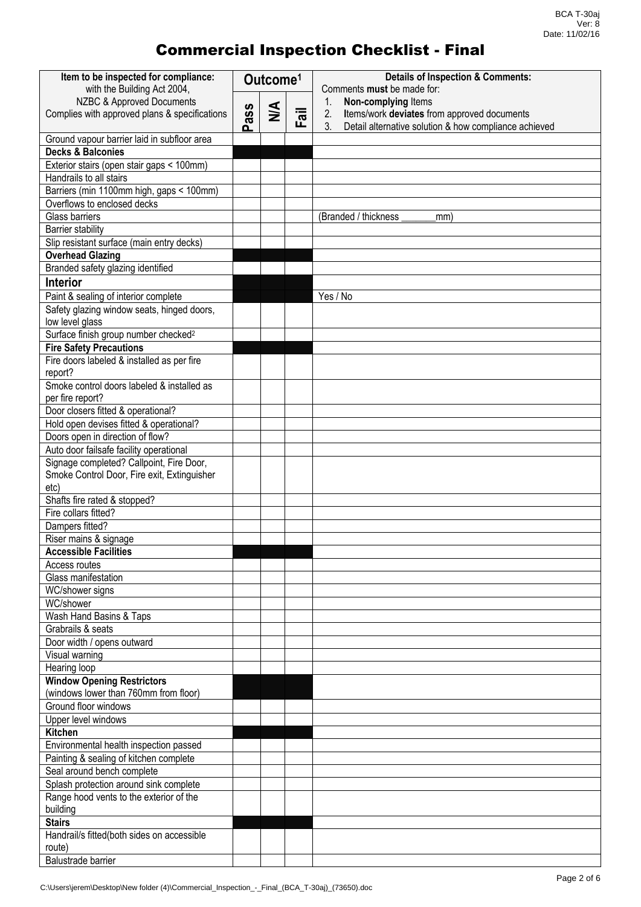BCA T-30aj
Ver: 8
Date: 11/02/16

# Commercial Inspection Checklist - Final

| Item to be inspected for compliance: with the Building Act 2004, NZBC & Approved Documents Complies with approved plans & specifications | Outcome[1] | | | Details of Inspection & Comments: Comments **must** be made for: 1. **Non-complying** Items 2. Items/work **deviates** from approved documents 3. Detail alternative solution & how compliance achieved |
|---|---|---|---|---|
| | Pass | N/A | Fail | |
| Ground vapour barrier laid in subfloor area | | | | |
| **Decks & Balconies** | | | | |
| Exterior stairs (open stair gaps < 100mm) | | | | |
| Handrails to all stairs | | | | |
| Barriers (min 1100mm high, gaps < 100mm) | | | | |
| Overflows to enclosed decks | | | | |
| Glass barriers | | | | (Branded / thickness _______mm) |
| Barrier stability | | | | |
| Slip resistant surface (main entry decks) | | | | |
| **Overhead Glazing** | | | | |
| Branded safety glazing identified | | | | |
| **Interior** | | | | |
| Paint & sealing of interior complete | | | | Yes / No |
| Safety glazing window seats, hinged doors, low level glass | | | | |
| Surface finish group number checked[2] | | | | |
| **Fire Safety Precautions** | | | | |
| Fire doors labeled & installed as per fire report? | | | | |
| Smoke control doors labeled & installed as per fire report? | | | | |
| Door closers fitted & operational? | | | | |
| Hold open devises fitted & operational? | | | | |
| Doors open in direction of flow? | | | | |
| Auto door failsafe facility operational | | | | |
| Signage completed? Callpoint, Fire Door, Smoke Control Door, Fire exit, Extinguisher etc) | | | | |
| Shafts fire rated & stopped? | | | | |
| Fire collars fitted? | | | | |
| Dampers fitted? | | | | |
| Riser mains & signage | | | | |
| **Accessible Facilities** | | | | |
| Access routes | | | | |
| Glass manifestation | | | | |
| WC/shower signs | | | | |
| WC/shower | | | | |
| Wash Hand Basins & Taps | | | | |
| Grabrails & seats | | | | |
| Door width / opens outward | | | | |
| Visual warning | | | | |
| Hearing loop | | | | |
| **Window Opening Restrictors** (windows lower than 760mm from floor) | | | | |
| Ground floor windows | | | | |
| Upper level windows | | | | |
| **Kitchen** | | | | |
| Environmental health inspection passed | | | | |
| Painting & sealing of kitchen complete | | | | |
| Seal around bench complete | | | | |
| Splash protection around sink complete | | | | |
| Range hood vents to the exterior of the building | | | | |
| **Stairs** | | | | |
| Handrail/s fitted(both sides on accessible route) | | | | |
| Balustrade barrier | | | | |

C:\Users\jerem\Desktop\New folder (4)\Commercial_Inspection_-_Final_(BCA_T-30aj)_(73650).doc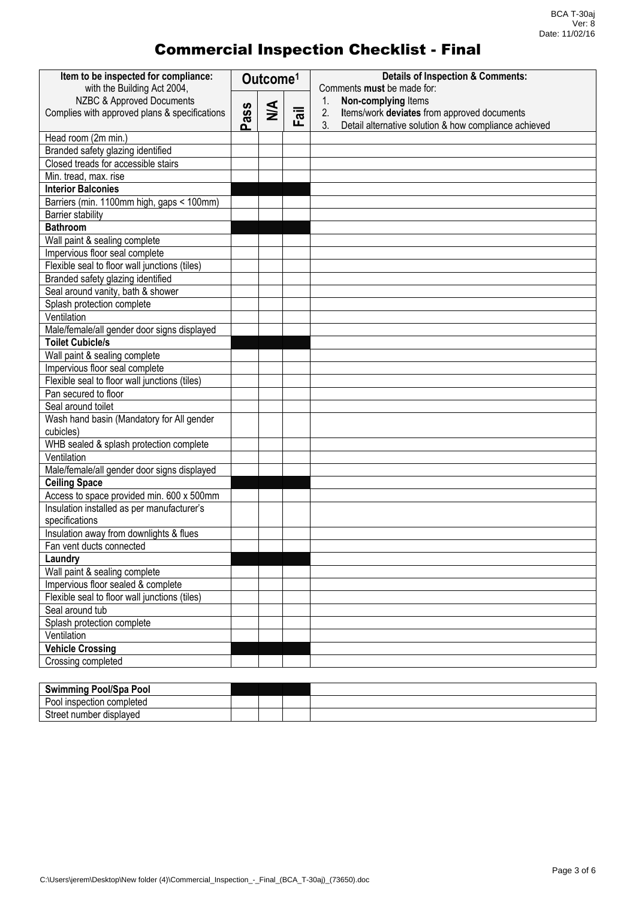# Commercial Inspection Checklist - Final

| Item to be inspected for compliance: with the Building Act 2004, NZBC & Approved Documents Complies with approved plans & specifications | Outcome[1] | | | Details of Inspection & Comments: Comments **must** be made for: 1. **Non-complying** Items 2. Items/work **deviates** from approved documents 3. Detail alternative solution & how compliance achieved |
|---|---|---|---|---|
| | Pass | N/A | Fail | |
| Head room (2m min.) | | | | |
| Branded safety glazing identified | | | | |
| Closed treads for accessible stairs | | | | |
| Min. tread, max. rise | | | | |
| **Interior Balconies** | | | | |
| Barriers (min. 1100mm high, gaps < 100mm) | | | | |
| Barrier stability | | | | |
| **Bathroom** | | | | |
| Wall paint & sealing complete | | | | |
| Impervious floor seal complete | | | | |
| Flexible seal to floor wall junctions (tiles) | | | | |
| Branded safety glazing identified | | | | |
| Seal around vanity, bath & shower | | | | |
| Splash protection complete | | | | |
| Ventilation | | | | |
| Male/female/all gender door signs displayed | | | | |
| **Toilet Cubicle/s** | | | | |
| Wall paint & sealing complete | | | | |
| Impervious floor seal complete | | | | |
| Flexible seal to floor wall junctions (tiles) | | | | |
| Pan secured to floor | | | | |
| Seal around toilet | | | | |
| Wash hand basin (Mandatory for All gender cubicles) | | | | |
| WHB sealed & splash protection complete | | | | |
| Ventilation | | | | |
| Male/female/all gender door signs displayed | | | | |
| **Ceiling Space** | | | | |
| Access to space provided min. 600 x 500mm | | | | |
| Insulation installed as per manufacturer's specifications | | | | |
| Insulation away from downlights & flues | | | | |
| Fan vent ducts connected | | | | |
| **Laundry** | | | | |
| Wall paint & sealing complete | | | | |
| Impervious floor sealed & complete | | | | |
| Flexible seal to floor wall junctions (tiles) | | | | |
| Seal around tub | | | | |
| Splash protection complete | | | | |
| Ventilation | | | | |
| **Vehicle Crossing** | | | | |
| Crossing completed | | | | |

| **Swimming Pool/Spa Pool** | | | | |
|---|---|---|---|---|
| Pool inspection completed | | | | |
| Street number displayed | | | | |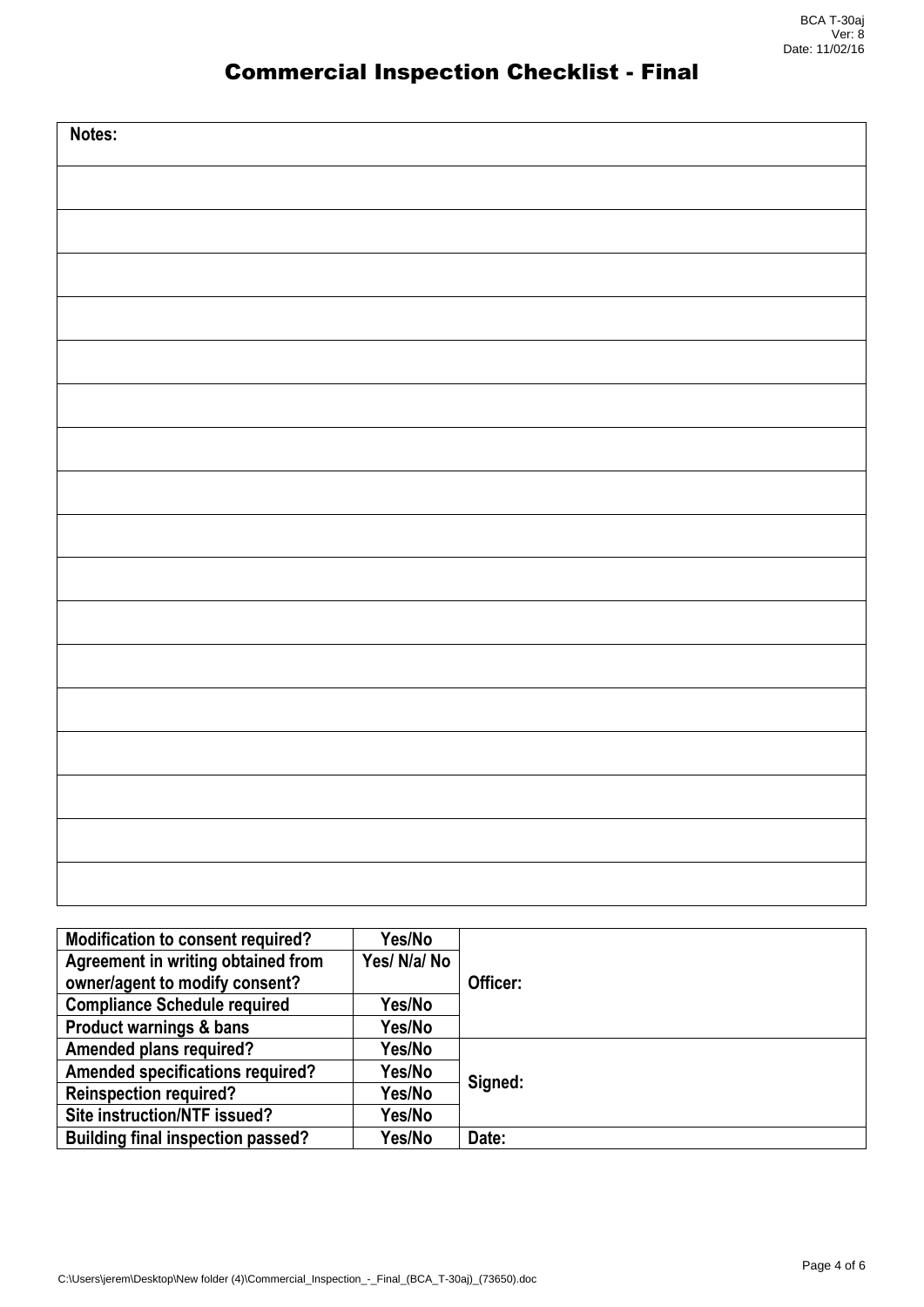# Commercial Inspection Checklist - Final

| Notes: |
| --- |
| |
| |
| |
| |
| |
| |
| |
| |
| |
| |
| |
| |
| |
| |
| |
| |
| |

| | | |
| --- | --- | --- |
| **Modification to consent required?** | **Yes/No** | **Officer:** |
| **Agreement in writing obtained from owner/agent to modify consent?** | **Yes/ N/a/ No** | |
| **Compliance Schedule required** | **Yes/No** | |
| **Product warnings & bans** | **Yes/No** | |
| **Amended plans required?** | **Yes/No** | **Signed:** |
| **Amended specifications required?** | **Yes/No** | |
| **Reinspection required?** | **Yes/No** | |
| **Site instruction/NTF issued?** | **Yes/No** | |
| **Building final inspection passed?** | **Yes/No** | **Date:** |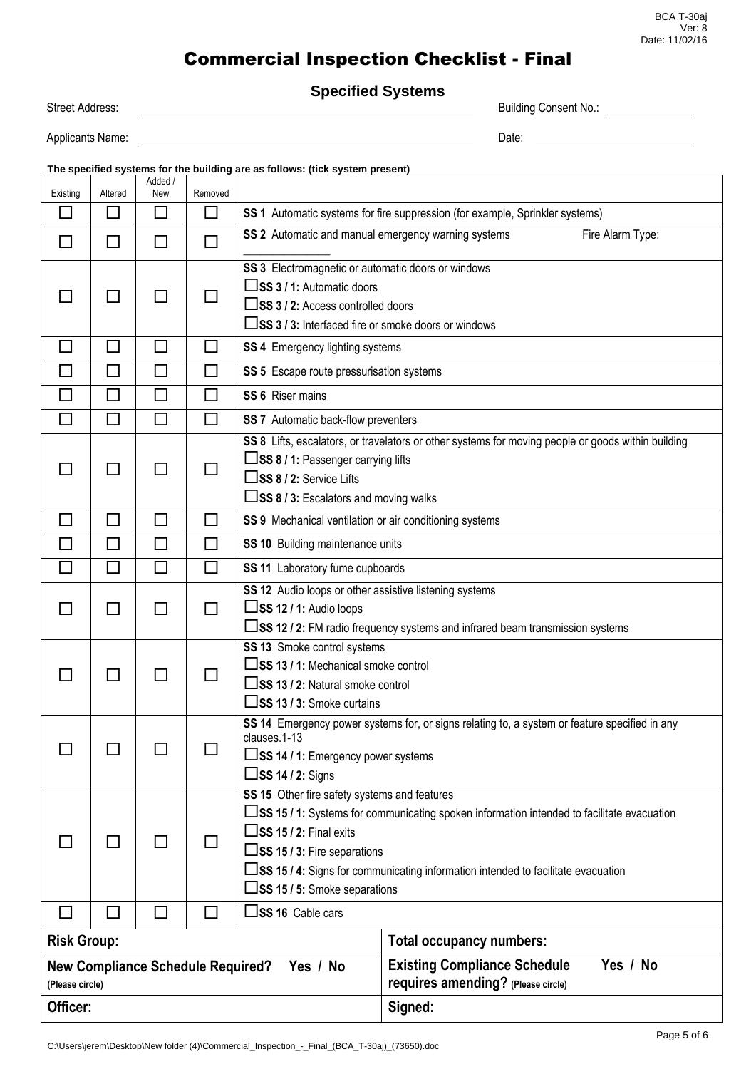BCA T-30aj
Ver: 8
Date: 11/02/16

# Commercial Inspection Checklist - Final

## Specified Systems

Street Address: ______________________ Building Consent No.: ____________

Applicants Name: ______________________ Date: ____________

**The specified systems for the building are as follows: (tick system present)**

| Existing | Altered | Added / New | Removed | |
|---|---|---|---|---|
| ☐ | ☐ | ☐ | ☐ | **SS 1** Automatic systems for fire suppression (for example, Sprinkler systems) |
| ☐ | ☐ | ☐ | ☐ | **SS 2** Automatic and manual emergency warning systems   Fire Alarm Type: ____________ |
| ☐ | ☐ | ☐ | ☐ | **SS 3** Electromagnetic or automatic doors or windows<br>☐ **SS 3 / 1:** Automatic doors<br>☐ **SS 3 / 2:** Access controlled doors<br>☐ **SS 3 / 3:** Interfaced fire or smoke doors or windows |
| ☐ | ☐ | ☐ | ☐ | **SS 4** Emergency lighting systems |
| ☐ | ☐ | ☐ | ☐ | **SS 5** Escape route pressurisation systems |
| ☐ | ☐ | ☐ | ☐ | **SS 6** Riser mains |
| ☐ | ☐ | ☐ | ☐ | **SS 7** Automatic back-flow preventers |
| ☐ | ☐ | ☐ | ☐ | **SS 8** Lifts, escalators, or travelators or other systems for moving people or goods within building<br>☐ **SS 8 / 1:** Passenger carrying lifts<br>☐ **SS 8 / 2:** Service Lifts<br>☐ **SS 8 / 3:** Escalators and moving walks |
| ☐ | ☐ | ☐ | ☐ | **SS 9** Mechanical ventilation or air conditioning systems |
| ☐ | ☐ | ☐ | ☐ | **SS 10** Building maintenance units |
| ☐ | ☐ | ☐ | ☐ | **SS 11** Laboratory fume cupboards |
| ☐ | ☐ | ☐ | ☐ | **SS 12** Audio loops or other assistive listening systems<br>☐ **SS 12 / 1:** Audio loops<br>☐ **SS 12 / 2:** FM radio frequency systems and infrared beam transmission systems |
| ☐ | ☐ | ☐ | ☐ | **SS 13** Smoke control systems<br>☐ **SS 13 / 1:** Mechanical smoke control<br>☐ **SS 13 / 2:** Natural smoke control<br>☐ **SS 13 / 3:** Smoke curtains |
| ☐ | ☐ | ☐ | ☐ | **SS 14** Emergency power systems for, or signs relating to, a system or feature specified in any clauses.1-13<br>☐ **SS 14 / 1:** Emergency power systems<br>☐ **SS 14 / 2:** Signs |
| ☐ | ☐ | ☐ | ☐ | **SS 15** Other fire safety systems and features<br>☐ **SS 15 / 1:** Systems for communicating spoken information intended to facilitate evacuation<br>☐ **SS 15 / 2:** Final exits<br>☐ **SS 15 / 3:** Fire separations<br>☐ **SS 15 / 4:** Signs for communicating information intended to facilitate evacuation<br>☐ **SS 15 / 5:** Smoke separations |
| ☐ | ☐ | ☐ | ☐ | ☐ **SS 16** Cable cars |

| | |
|---|---|
| **Risk Group:** | **Total occupancy numbers:** |
| **New Compliance Schedule Required? Yes / No** (Please circle) | **Existing Compliance Schedule requires amending? Yes / No** (Please circle) |
| **Officer:** | **Signed:** |

C:\Users\jerem\Desktop\New folder (4)\Commercial_Inspection_-_Final_(BCA_T-30aj)_(73650).doc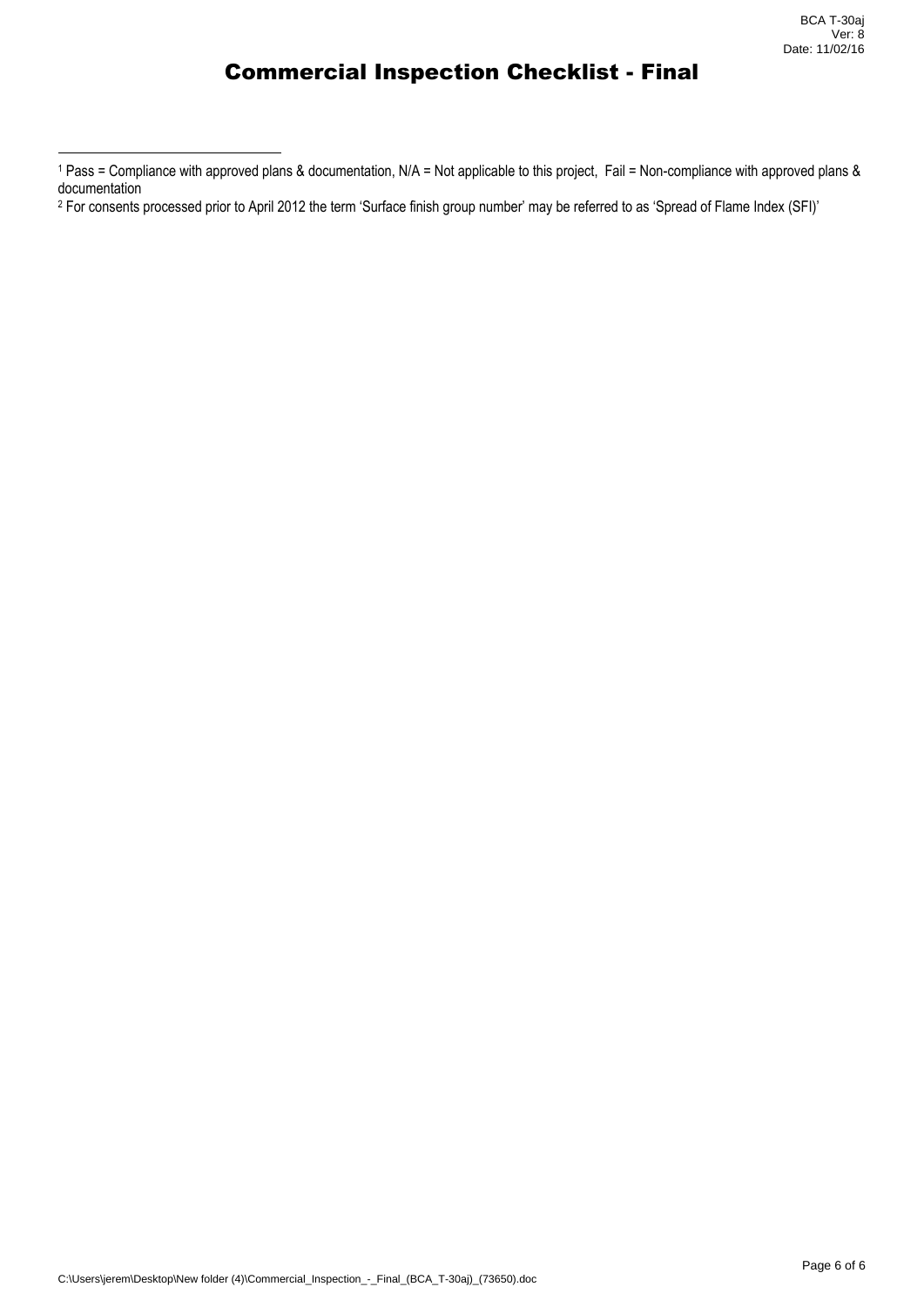# Commercial Inspection Checklist - Final

[1] Pass = Compliance with approved plans & documentation, N/A = Not applicable to this project, Fail = Non-compliance with approved plans & documentation

[2] For consents processed prior to April 2012 the term 'Surface finish group number' may be referred to as 'Spread of Flame Index (SFI)'